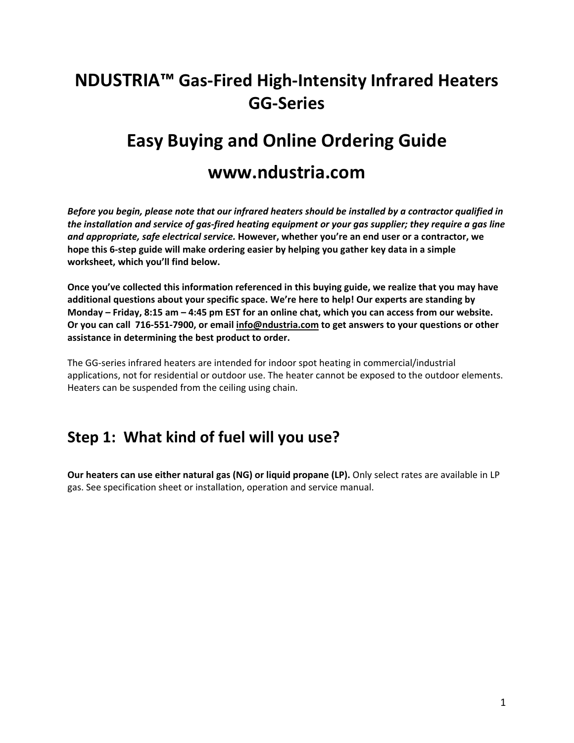# NDUSTRIA™ Gas-Fired High-Intensity Infrared Heaters GG-Series

# Easy Buying and Online Ordering Guide

# www.ndustria.com

***Before you begin, please note that our infrared heaters should be installed by a contractor qualified in the installation and service of gas-fired heating equipment or your gas supplier; they require a gas line and appropriate, safe electrical service.*** **However, whether you're an end user or a contractor, we hope this 6-step guide will make ordering easier by helping you gather key data in a simple worksheet, which you'll find below.**

**Once you've collected this information referenced in this buying guide, we realize that you may have additional questions about your specific space. We're here to help! Our experts are standing by Monday – Friday, 8:15 am – 4:45 pm EST for an online chat, which you can access from our website. Or you can call 716-551-7900, or email info@ndustria.com to get answers to your questions or other assistance in determining the best product to order.**

The GG-series infrared heaters are intended for indoor spot heating in commercial/industrial applications, not for residential or outdoor use. The heater cannot be exposed to the outdoor elements. Heaters can be suspended from the ceiling using chain.

## Step 1: What kind of fuel will you use?

**Our heaters can use either natural gas (NG) or liquid propane (LP).** Only select rates are available in LP gas. See specification sheet or installation, operation and service manual.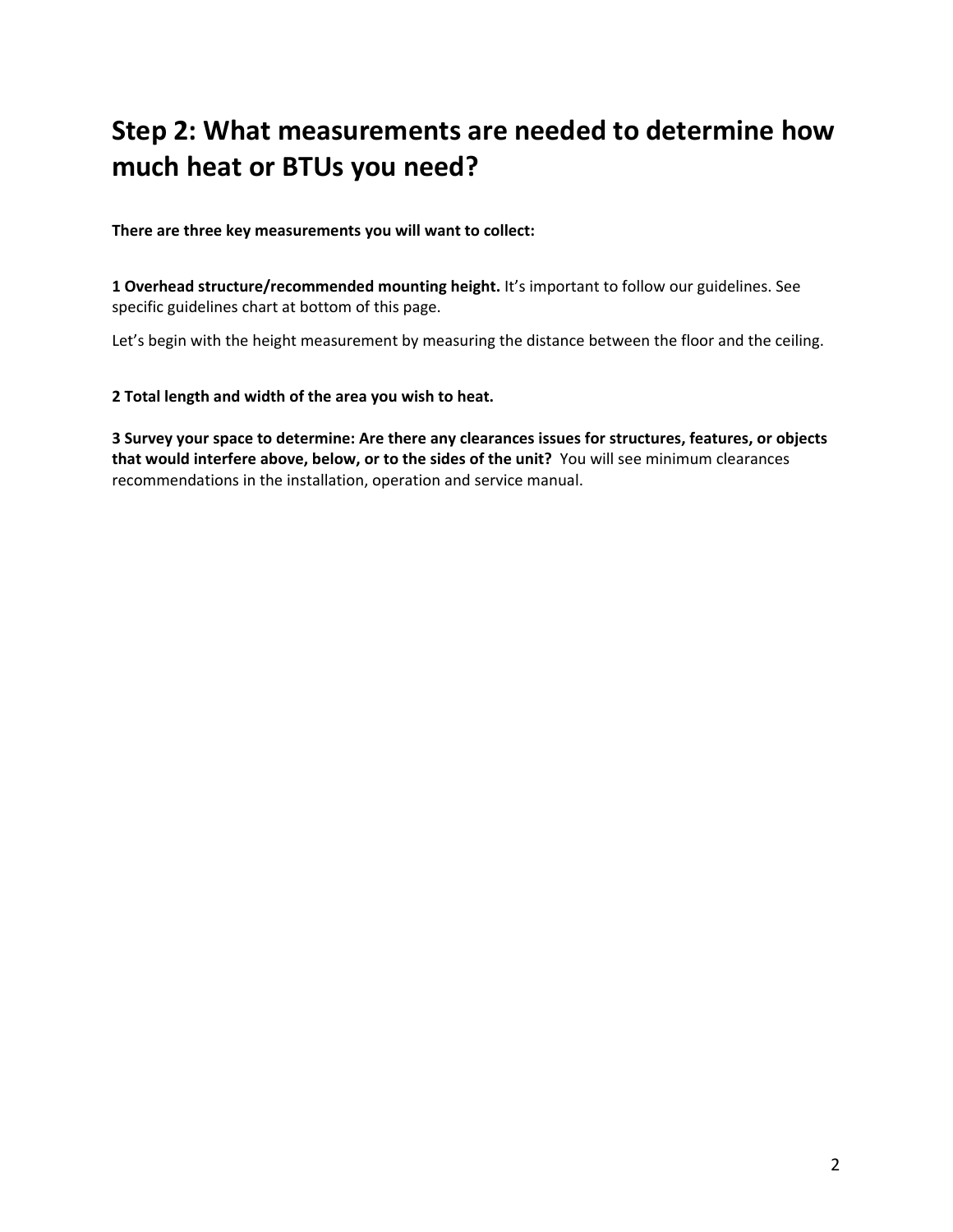## Step 2: What measurements are needed to determine how much heat or BTUs you need?

**There are three key measurements you will want to collect:**

**1 Overhead structure/recommended mounting height.** It's important to follow our guidelines. See specific guidelines chart at bottom of this page.

Let's begin with the height measurement by measuring the distance between the floor and the ceiling.

**2 Total length and width of the area you wish to heat.**

**3 Survey your space to determine: Are there any clearances issues for structures, features, or objects that would interfere above, below, or to the sides of the unit?** You will see minimum clearances recommendations in the installation, operation and service manual.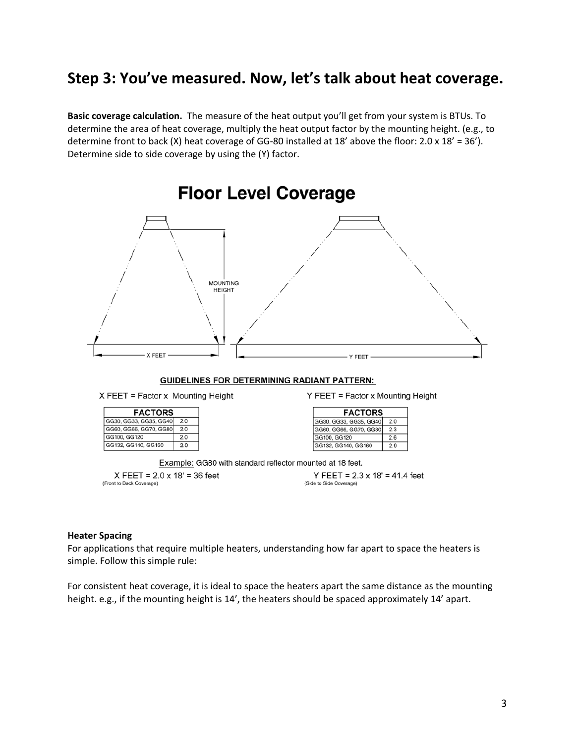## Step 3: You've measured. Now, let's talk about heat coverage.

**Basic coverage calculation.** The measure of the heat output you'll get from your system is BTUs. To determine the area of heat coverage, multiply the heat output factor by the mounting height. (e.g., to determine front to back (X) heat coverage of GG-80 installed at 18' above the floor: 2.0 x 18' = 36'). Determine side to side coverage by using the (Y) factor.

### Floor Level Coverage

MOUNTING HEIGHT

X FEET

Y FEET

**GUIDELINES FOR DETERMINING RADIANT PATTERN:**

X FEET = Factor x Mounting Height

| FACTORS | |
|---|---|
| GG30, GG33, GG35, GG40 | 2.0 |
| GG60, GG66, GG70, GG80 | 2.0 |
| GG100, GG120 | 2.0 |
| GG132, GG140, GG160 | 2.0 |

Y FEET = Factor x Mounting Height

| FACTORS | |
|---|---|
| GG30, GG33, GG35, GG40 | 2.0 |
| GG60, GG66, GG70, GG80 | 2.3 |
| GG100, GG120 | 2.6 |
| GG132, GG140, GG160 | 2.9 |

Example: GG80 with standard reflector mounted at 18 feet.

X FEET = 2.0 x 18' = 36 feet
(Front to Back Coverage)

Y FEET = 2.3 x 18' = 41.4 feet
(Side to Side Coverage)

**Heater Spacing**

For applications that require multiple heaters, understanding how far apart to space the heaters is simple. Follow this simple rule:

For consistent heat coverage, it is ideal to space the heaters apart the same distance as the mounting height. e.g., if the mounting height is 14', the heaters should be spaced approximately 14' apart.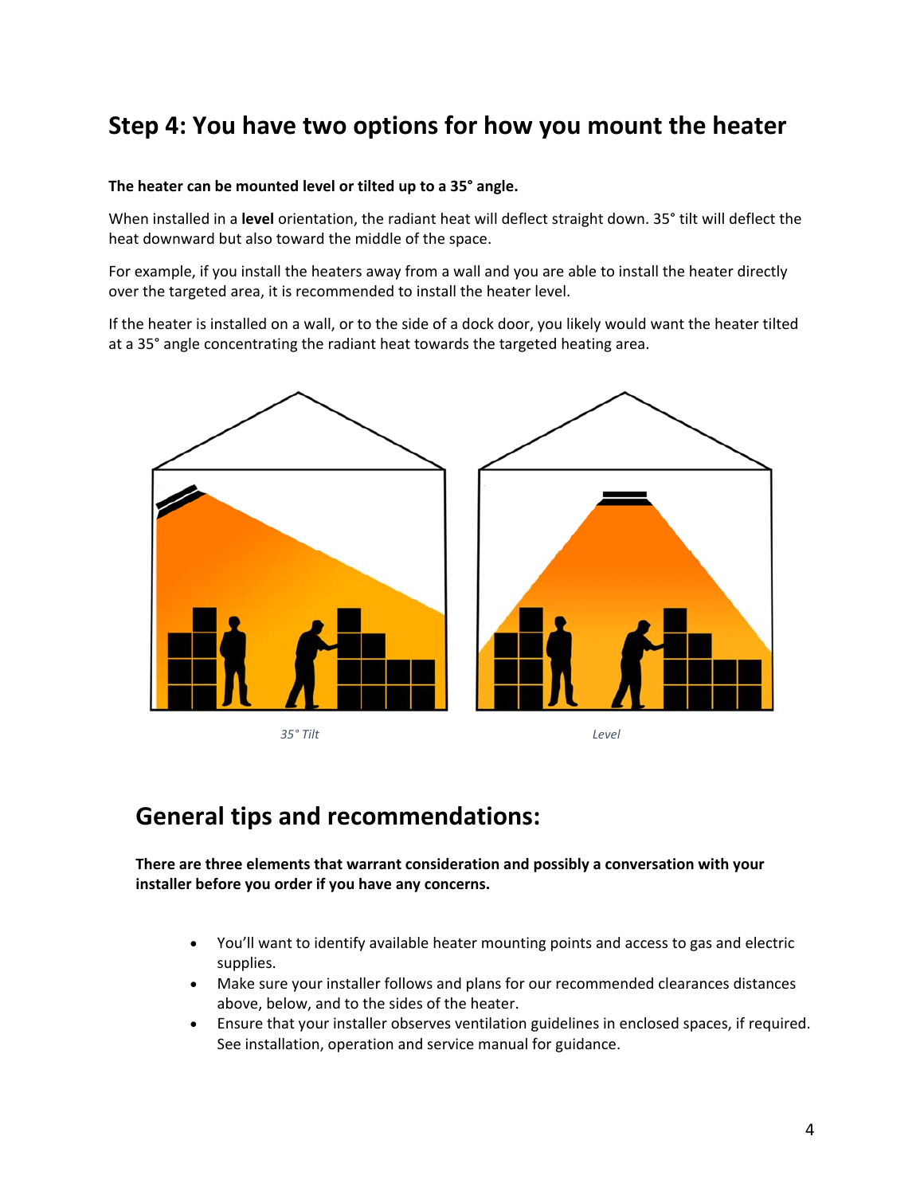## Step 4: You have two options for how you mount the heater

**The heater can be mounted level or tilted up to a 35° angle.**

When installed in a **level** orientation, the radiant heat will deflect straight down. 35° tilt will deflect the heat downward but also toward the middle of the space.

For example, if you install the heaters away from a wall and you are able to install the heater directly over the targeted area, it is recommended to install the heater level.

If the heater is installed on a wall, or to the side of a dock door, you likely would want the heater tilted at a 35° angle concentrating the radiant heat towards the targeted heating area.

*35° Tilt*

*Level*

## General tips and recommendations:

**There are three elements that warrant consideration and possibly a conversation with your installer before you order if you have any concerns.**

- You'll want to identify available heater mounting points and access to gas and electric supplies.
- Make sure your installer follows and plans for our recommended clearances distances above, below, and to the sides of the heater.
- Ensure that your installer observes ventilation guidelines in enclosed spaces, if required. See installation, operation and service manual for guidance.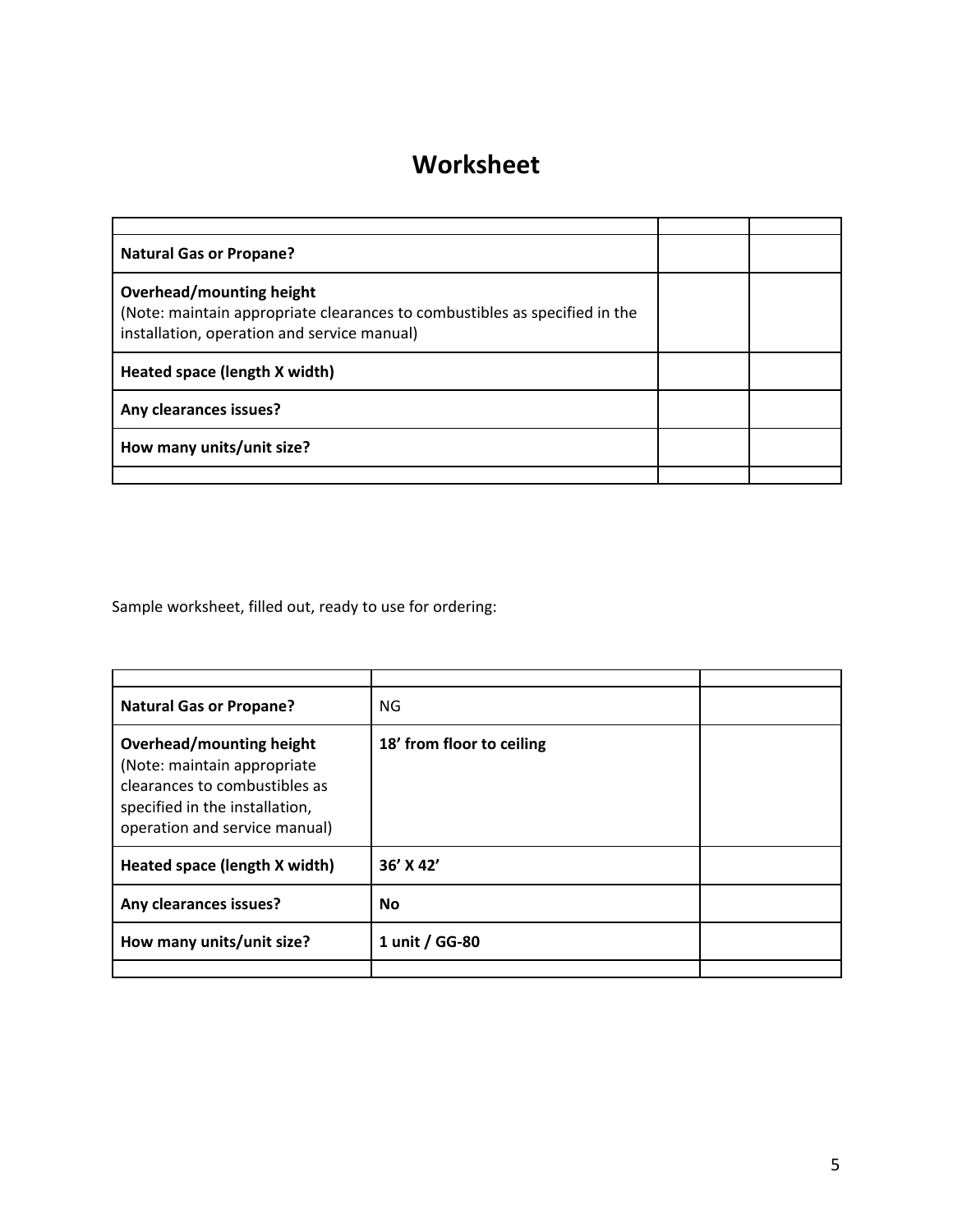# Worksheet

| | | |
|---|---|---|
| **Natural Gas or Propane?** | | |
| **Overhead/mounting height**<br>(Note: maintain appropriate clearances to combustibles as specified in the installation, operation and service manual) | | |
| **Heated space (length X width)** | | |
| **Any clearances issues?** | | |
| **How many units/unit size?** | | |
| | | |

Sample worksheet, filled out, ready to use for ordering:

| | | |
|---|---|---|
| **Natural Gas or Propane?** | NG | |
| **Overhead/mounting height**<br>(Note: maintain appropriate clearances to combustibles as specified in the installation, operation and service manual) | **18' from floor to ceiling** | |
| **Heated space (length X width)** | **36' X 42'** | |
| **Any clearances issues?** | **No** | |
| **How many units/unit size?** | **1 unit / GG-80** | |
| | | |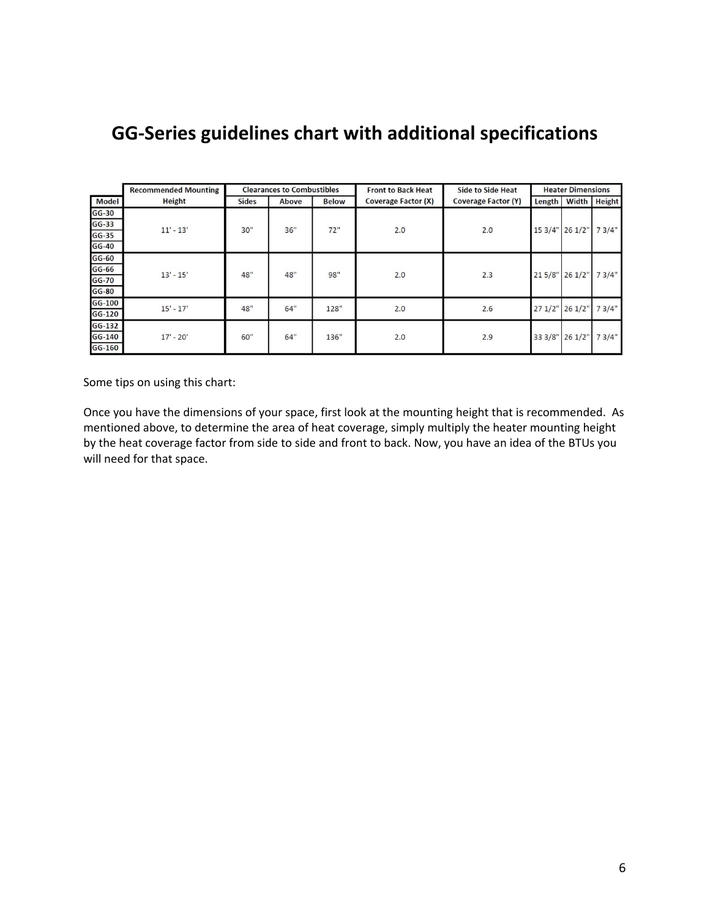# GG-Series guidelines chart with additional specifications

| Model | Recommended Mounting Height | Clearances to Combustibles | | | Front to Back Heat Coverage Factor (X) | Side to Side Heat Coverage Factor (Y) | Heater Dimensions | | |
|---|---|---|---|---|---|---|---|---|---|
| | | Sides | Above | Below | | | Length | Width | Height |
| GG-30 | 11' - 13' | 30" | 36" | 72" | 2.0 | 2.0 | 15 3/4" | 26 1/2" | 7 3/4" |
| GG-33 | | | | | | | | | |
| GG-35 | | | | | | | | | |
| GG-40 | | | | | | | | | |
| GG-60 | 13' - 15' | 48" | 48" | 98" | 2.0 | 2.3 | 21 5/8" | 26 1/2" | 7 3/4" |
| GG-66 | | | | | | | | | |
| GG-70 | | | | | | | | | |
| GG-80 | | | | | | | | | |
| GG-100 | 15' - 17' | 48" | 64" | 128" | 2.0 | 2.6 | 27 1/2" | 26 1/2" | 7 3/4" |
| GG-120 | | | | | | | | | |
| GG-132 | 17' - 20' | 60" | 64" | 136" | 2.0 | 2.9 | 33 3/8" | 26 1/2" | 7 3/4" |
| GG-140 | | | | | | | | | |
| GG-160 | | | | | | | | | |

Some tips on using this chart:

Once you have the dimensions of your space, first look at the mounting height that is recommended. As mentioned above, to determine the area of heat coverage, simply multiply the heater mounting height by the heat coverage factor from side to side and front to back. Now, you have an idea of the BTUs you will need for that space.